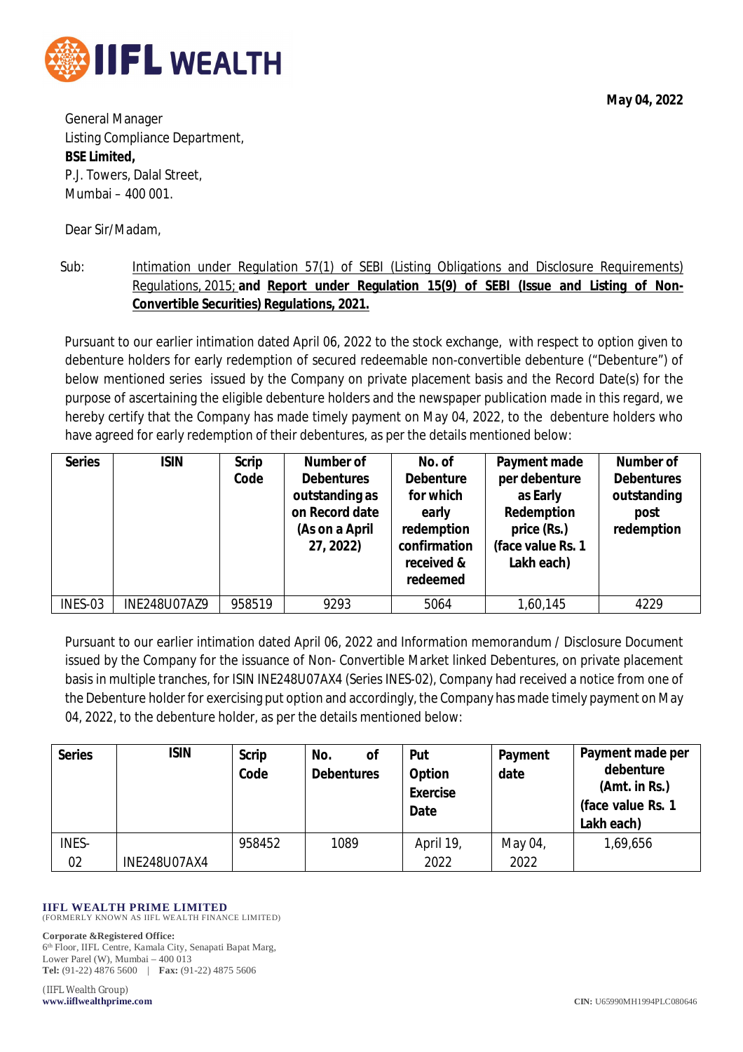IIFL WEALTH

**May 04, 2022**

General Manager
Listing Compliance Department,
**BSE Limited,**
P.J. Towers, Dalal Street,
Mumbai – 400 001.

Dear Sir/Madam,

Sub: Intimation under Regulation 57(1) of SEBI (Listing Obligations and Disclosure Requirements) Regulations, 2015; **and Report under Regulation 15(9) of SEBI (Issue and Listing of Non-Convertible Securities) Regulations, 2021.**

Pursuant to our earlier intimation dated April 06, 2022 to the stock exchange, with respect to option given to debenture holders for early redemption of secured redeemable non-convertible debenture ("Debenture") of below mentioned series issued by the Company on private placement basis and the Record Date(s) for the purpose of ascertaining the eligible debenture holders and the newspaper publication made in this regard, we hereby certify that the Company has made timely payment on May 04, 2022, to the debenture holders who have agreed for early redemption of their debentures, as per the details mentioned below:

| Series | ISIN | Scrip Code | Number of Debentures outstanding as on Record date (As on a April 27, 2022) | No. of Debenture for which early redemption confirmation received & redeemed | Payment made per debenture as Early Redemption price (Rs.) (face value Rs. 1 Lakh each) | Number of Debentures outstanding post redemption |
|---|---|---|---|---|---|---|
| INES-03 | INE248U07AZ9 | 958519 | 9293 | 5064 | 1,60,145 | 4229 |

Pursuant to our earlier intimation dated April 06, 2022 and Information memorandum / Disclosure Document issued by the Company for the issuance of Non- Convertible Market linked Debentures, on private placement basis in multiple tranches, for ISIN INE248U07AX4 (Series INES-02), Company had received a notice from one of the Debenture holder for exercising put option and accordingly, the Company has made timely payment on May 04, 2022, to the debenture holder, as per the details mentioned below:

| Series | ISIN | Scrip Code | No. of Debentures | Put Option Exercise Date | Payment date | Payment made per debenture (Amt. in Rs.) (face value Rs. 1 Lakh each) |
|---|---|---|---|---|---|---|
| INES-02 | INE248U07AX4 | 958452 | 1089 | April 19, 2022 | May 04, 2022 | 1,69,656 |

**IIFL WEALTH PRIME LIMITED**
(FORMERLY KNOWN AS IIFL WEALTH FINANCE LIMITED)

**Corporate &Registered Office:**
6th Floor, IIFL Centre, Kamala City, Senapati Bapat Marg,
Lower Parel (W), Mumbai – 400 013
**Tel:** (91-22) 4876 5600 | **Fax:** (91-22) 4875 5606

(IIFL Wealth Group)
**www.iiflwealthprime.com**

**CIN:** U65990MH1994PLC080646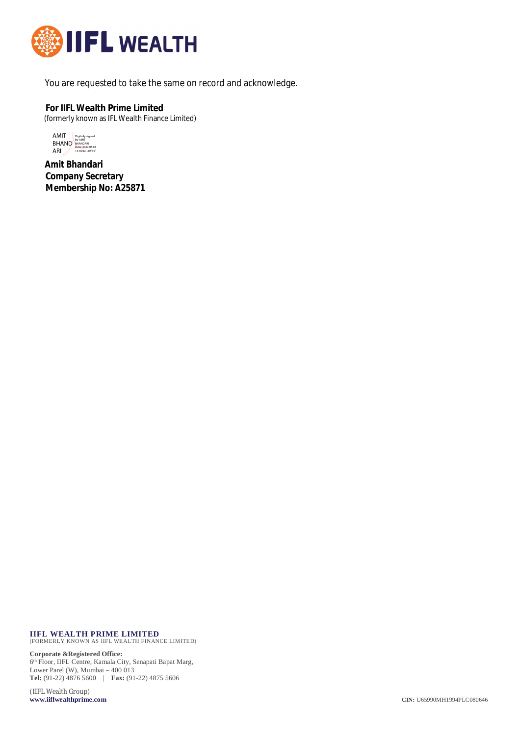You are requested to take the same on record and acknowledge.

**For IIFL Wealth Prime Limited**
(formerly known as IFL Wealth Finance Limited)

AMIT BHANDARI Digitally signed by AMIT BHANDARI Date: 2022.05.04 15:18:02 +05'30'

**Amit Bhandari**
**Company Secretary**
**Membership No: A25871**

**IIFL WEALTH PRIME LIMITED**
(FORMERLY KNOWN AS IIFL WEALTH FINANCE LIMITED)

**Corporate &Registered Office:**
6th Floor, IIFL Centre, Kamala City, Senapati Bapat Marg,
Lower Parel (W), Mumbai – 400 013
**Tel:** (91-22) 4876 5600 | **Fax:** (91-22) 4875 5606

(IIFL Wealth Group)
**www.iiflwealthprime.com**

**CIN:** U65990MH1994PLC080646